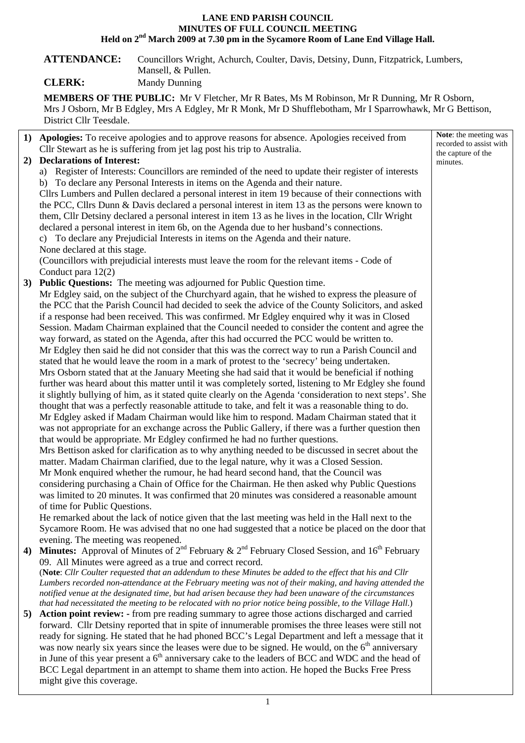# LANE END PARISH COUNCIL
## MINUTES OF FULL COUNCIL MEETING
### Held on 2nd March 2009 at 7.30 pm in the Sycamore Room of Lane End Village Hall.

**ATTENDANCE:** Councillors Wright, Achurch, Coulter, Davis, Detsiny, Dunn, Fitzpatrick, Lumbers, Mansell, & Pullen.

**CLERK:** Mandy Dunning

**MEMBERS OF THE PUBLIC:** Mr V Fletcher, Mr R Bates, Ms M Robinson, Mr R Dunning, Mr R Osborn, Mrs J Osborn, Mr B Edgley, Mrs A Edgley, Mr R Monk, Mr D Shufflebotham, Mr I Sparrowhawk, Mr G Bettison, District Cllr Teesdale.

**Note**: the meeting was recorded to assist with the capture of the minutes.

1) **Apologies:** To receive apologies and to approve reasons for absence. Apologies received from Cllr Stewart as he is suffering from jet lag post his trip to Australia.

2) **Declarations of Interest:**
   a) Register of Interests: Councillors are reminded of the need to update their register of interests
   b) To declare any Personal Interests in items on the Agenda and their nature.
   Cllrs Lumbers and Pullen declared a personal interest in item 19 because of their connections with the PCC, Cllrs Dunn & Davis declared a personal interest in item 13 as the persons were known to them, Cllr Detsiny declared a personal interest in item 13 as he lives in the location, Cllr Wright declared a personal interest in item 6b, on the Agenda due to her husband's connections.
   c) To declare any Prejudicial Interests in items on the Agenda and their nature.
   None declared at this stage.
   (Councillors with prejudicial interests must leave the room for the relevant items - Code of Conduct para 12(2)

3) **Public Questions:** The meeting was adjourned for Public Question time.
   Mr Edgley said, on the subject of the Churchyard again, that he wished to express the pleasure of the PCC that the Parish Council had decided to seek the advice of the County Solicitors, and asked if a response had been received. This was confirmed. Mr Edgley enquired why it was in Closed Session. Madam Chairman explained that the Council needed to consider the content and agree the way forward, as stated on the Agenda, after this had occurred the PCC would be written to.
   Mr Edgley then said he did not consider that this was the correct way to run a Parish Council and stated that he would leave the room in a mark of protest to the 'secrecy' being undertaken.
   Mrs Osborn stated that at the January Meeting she had said that it would be beneficial if nothing further was heard about this matter until it was completely sorted, listening to Mr Edgley she found it slightly bullying of him, as it stated quite clearly on the Agenda 'consideration to next steps'. She thought that was a perfectly reasonable attitude to take, and felt it was a reasonable thing to do.
   Mr Edgley asked if Madam Chairman would like him to respond. Madam Chairman stated that it was not appropriate for an exchange across the Public Gallery, if there was a further question then that would be appropriate. Mr Edgley confirmed he had no further questions.
   Mrs Bettison asked for clarification as to why anything needed to be discussed in secret about the matter. Madam Chairman clarified, due to the legal nature, why it was a Closed Session.
   Mr Monk enquired whether the rumour, he had heard second hand, that the Council was considering purchasing a Chain of Office for the Chairman. He then asked why Public Questions was limited to 20 minutes. It was confirmed that 20 minutes was considered a reasonable amount of time for Public Questions.
   He remarked about the lack of notice given that the last meeting was held in the Hall next to the Sycamore Room. He was advised that no one had suggested that a notice be placed on the door that evening. The meeting was reopened.

4) **Minutes:** Approval of Minutes of 2nd February & 2nd February Closed Session, and 16th February 09. All Minutes were agreed as a true and correct record.
   (**Note**: *Cllr Coulter requested that an addendum to these Minutes be added to the effect that his and Cllr Lumbers recorded non-attendance at the February meeting was not of their making, and having attended the notified venue at the designated time, but had arisen because they had been unaware of the circumstances that had necessitated the meeting to be relocated with no prior notice being possible, to the Village Hall.*)

5) **Action point review: -** from pre reading summary to agree those actions discharged and carried forward. Cllr Detsiny reported that in spite of innumerable promises the three leases were still not ready for signing. He stated that he had phoned BCC's Legal Department and left a message that it was now nearly six years since the leases were due to be signed. He would, on the 6th anniversary in June of this year present a 6th anniversary cake to the leaders of BCC and WDC and the head of BCC Legal department in an attempt to shame them into action. He hoped the Bucks Free Press might give this coverage.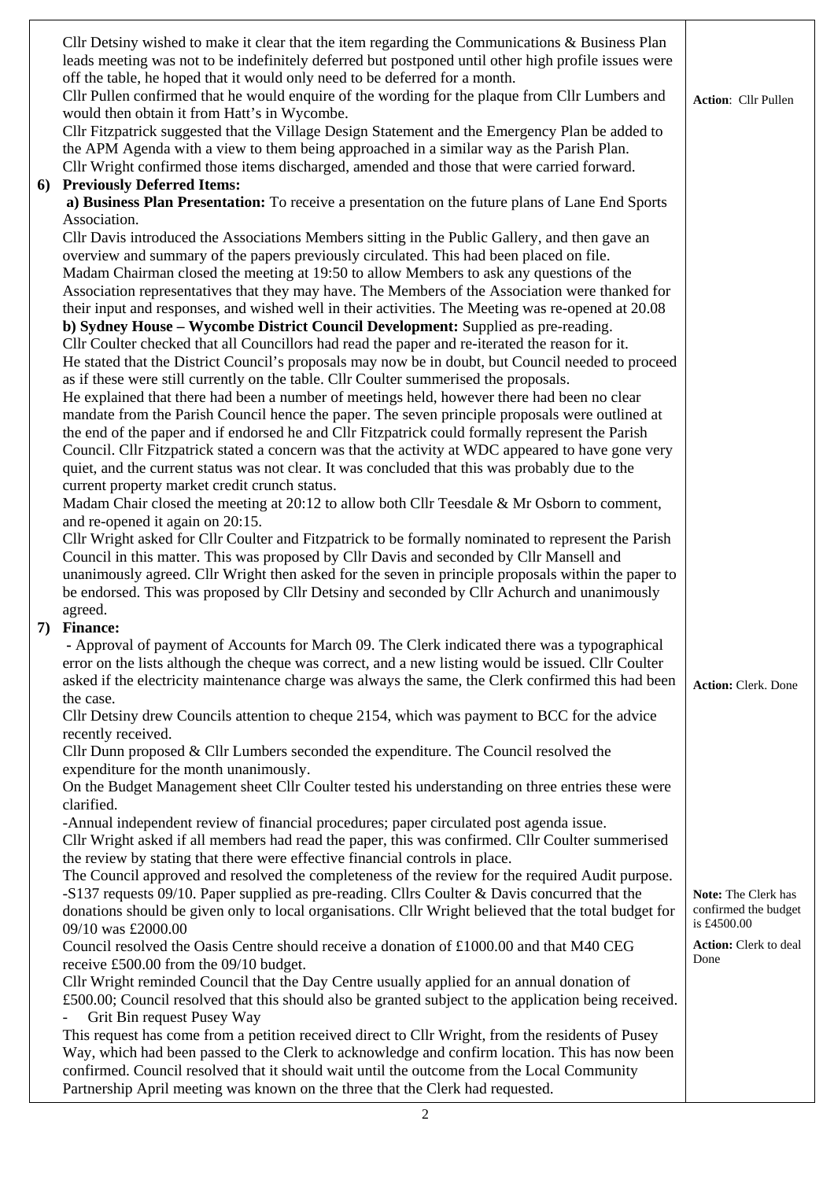Cllr Detsiny wished to make it clear that the item regarding the Communications & Business Plan leads meeting was not to be indefinitely deferred but postponed until other high profile issues were off the table, he hoped that it would only need to be deferred for a month.

Cllr Pullen confirmed that he would enquire of the wording for the plaque from Cllr Lumbers and would then obtain it from Hatt's in Wycombe. **Action**: Cllr Pullen

Cllr Fitzpatrick suggested that the Village Design Statement and the Emergency Plan be added to the APM Agenda with a view to them being approached in a similar way as the Parish Plan.

Cllr Wright confirmed those items discharged, amended and those that were carried forward.

**6) Previously Deferred Items:**

**a) Business Plan Presentation:** To receive a presentation on the future plans of Lane End Sports Association.

Cllr Davis introduced the Associations Members sitting in the Public Gallery, and then gave an overview and summary of the papers previously circulated. This had been placed on file.

Madam Chairman closed the meeting at 19:50 to allow Members to ask any questions of the Association representatives that they may have. The Members of the Association were thanked for their input and responses, and wished well in their activities. The Meeting was re-opened at 20.08

**b) Sydney House – Wycombe District Council Development:** Supplied as pre-reading.

Cllr Coulter checked that all Councillors had read the paper and re-iterated the reason for it. He stated that the District Council's proposals may now be in doubt, but Council needed to proceed as if these were still currently on the table. Cllr Coulter summerised the proposals.

He explained that there had been a number of meetings held, however there had been no clear mandate from the Parish Council hence the paper. The seven principle proposals were outlined at the end of the paper and if endorsed he and Cllr Fitzpatrick could formally represent the Parish Council. Cllr Fitzpatrick stated a concern was that the activity at WDC appeared to have gone very quiet, and the current status was not clear. It was concluded that this was probably due to the current property market credit crunch status.

Madam Chair closed the meeting at 20:12 to allow both Cllr Teesdale & Mr Osborn to comment, and re-opened it again on 20:15.

Cllr Wright asked for Cllr Coulter and Fitzpatrick to be formally nominated to represent the Parish Council in this matter. This was proposed by Cllr Davis and seconded by Cllr Mansell and unanimously agreed. Cllr Wright then asked for the seven in principle proposals within the paper to be endorsed. This was proposed by Cllr Detsiny and seconded by Cllr Achurch and unanimously agreed.

**7) Finance:**

**-** Approval of payment of Accounts for March 09. The Clerk indicated there was a typographical error on the lists although the cheque was correct, and a new listing would be issued. Cllr Coulter asked if the electricity maintenance charge was always the same, the Clerk confirmed this had been the case. **Action:** Clerk. Done

Cllr Detsiny drew Councils attention to cheque 2154, which was payment to BCC for the advice recently received.

Cllr Dunn proposed & Cllr Lumbers seconded the expenditure. The Council resolved the expenditure for the month unanimously.

On the Budget Management sheet Cllr Coulter tested his understanding on three entries these were clarified.

-Annual independent review of financial procedures; paper circulated post agenda issue.

Cllr Wright asked if all members had read the paper, this was confirmed. Cllr Coulter summerised the review by stating that there were effective financial controls in place.

The Council approved and resolved the completeness of the review for the required Audit purpose.

-S137 requests 09/10. Paper supplied as pre-reading. Cllrs Coulter & Davis concurred that the donations should be given only to local organisations. Cllr Wright believed that the total budget for 09/10 was £2000.00 **Note:** The Clerk has confirmed the budget is £4500.00

Council resolved the Oasis Centre should receive a donation of £1000.00 and that M40 CEG receive £500.00 from the 09/10 budget. **Action:** Clerk to deal Done

Cllr Wright reminded Council that the Day Centre usually applied for an annual donation of £500.00; Council resolved that this should also be granted subject to the application being received.

- Grit Bin request Pusey Way

This request has come from a petition received direct to Cllr Wright, from the residents of Pusey Way, which had been passed to the Clerk to acknowledge and confirm location. This has now been confirmed. Council resolved that it should wait until the outcome from the Local Community Partnership April meeting was known on the three that the Clerk had requested.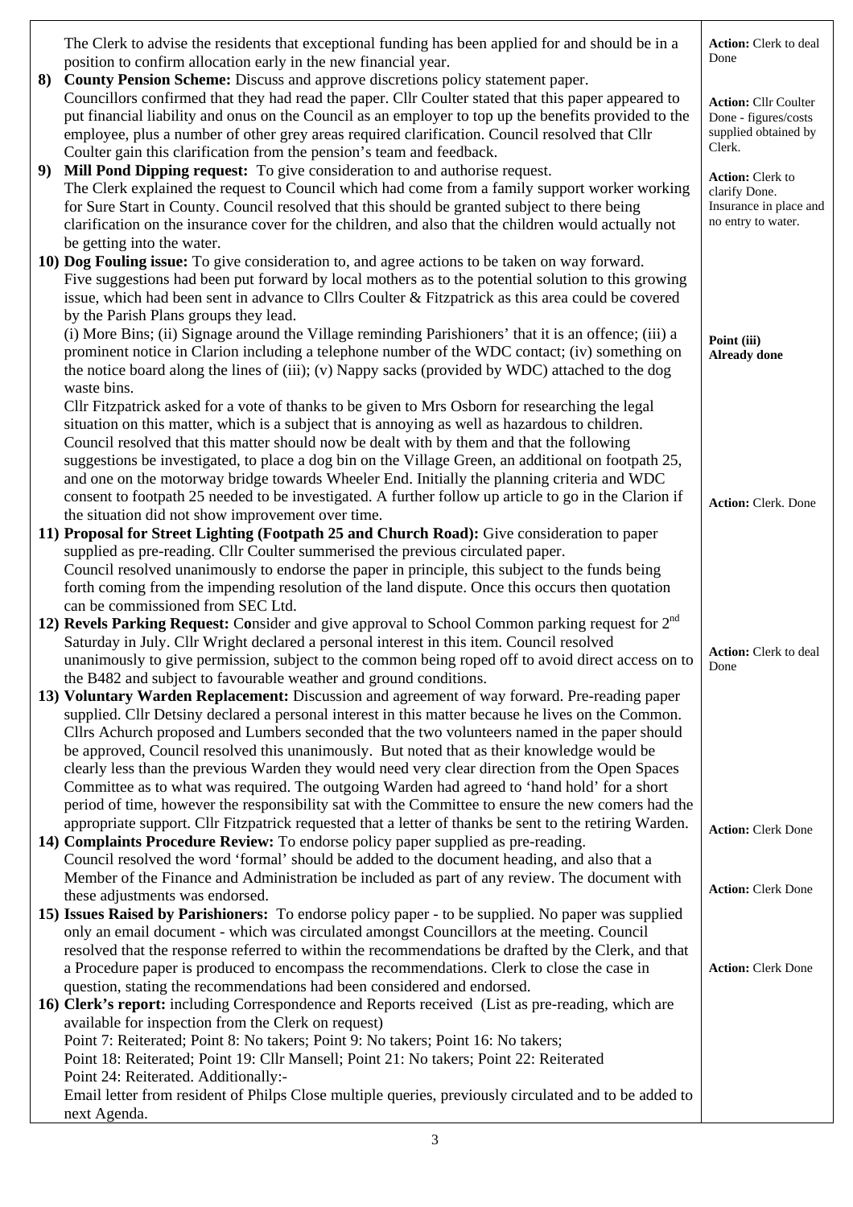| | |
|---|---|
| The Clerk to advise the residents that exceptional funding has been applied for and should be in a position to confirm allocation early in the new financial year. | **Action:** Clerk to deal Done |
| **8) County Pension Scheme:** Discuss and approve discretions policy statement paper. Councillors confirmed that they had read the paper. Cllr Coulter stated that this paper appeared to put financial liability and onus on the Council as an employer to top up the benefits provided to the employee, plus a number of other grey areas required clarification. Council resolved that Cllr Coulter gain this clarification from the pension's team and feedback. | **Action:** Cllr Coulter Done - figures/costs supplied obtained by Clerk. |
| **9) Mill Pond Dipping request:** To give consideration to and authorise request. The Clerk explained the request to Council which had come from a family support worker working for Sure Start in County. Council resolved that this should be granted subject to there being clarification on the insurance cover for the children, and also that the children would actually not be getting into the water. | **Action:** Clerk to clarify Done. Insurance in place and no entry to water. |
| **10) Dog Fouling issue:** To give consideration to, and agree actions to be taken on way forward. Five suggestions had been put forward by local mothers as to the potential solution to this growing issue, which had been sent in advance to Cllrs Coulter & Fitzpatrick as this area could be covered by the Parish Plans groups they lead. (i) More Bins; (ii) Signage around the Village reminding Parishioners' that it is an offence; (iii) a prominent notice in Clarion including a telephone number of the WDC contact; (iv) something on the notice board along the lines of (iii); (v) Nappy sacks (provided by WDC) attached to the dog waste bins. Cllr Fitzpatrick asked for a vote of thanks to be given to Mrs Osborn for researching the legal situation on this matter, which is a subject that is annoying as well as hazardous to children. Council resolved that this matter should now be dealt with by them and that the following suggestions be investigated, to place a dog bin on the Village Green, an additional on footpath 25, and one on the motorway bridge towards Wheeler End. Initially the planning criteria and WDC consent to footpath 25 needed to be investigated. A further follow up article to go in the Clarion if the situation did not show improvement over time. | **Point (iii) Already done** **Action:** Clerk. Done |
| **11) Proposal for Street Lighting (Footpath 25 and Church Road):** Give consideration to paper supplied as pre-reading. Cllr Coulter summerised the previous circulated paper. Council resolved unanimously to endorse the paper in principle, this subject to the funds being forth coming from the impending resolution of the land dispute. Once this occurs then quotation can be commissioned from SEC Ltd. | |
| **12) Revels Parking Request:** Consider and give approval to School Common parking request for 2nd Saturday in July. Cllr Wright declared a personal interest in this item. Council resolved unanimously to give permission, subject to the common being roped off to avoid direct access on to the B482 and subject to favourable weather and ground conditions. | **Action:** Clerk to deal Done |
| **13) Voluntary Warden Replacement:** Discussion and agreement of way forward. Pre-reading paper supplied. Cllr Detsiny declared a personal interest in this matter because he lives on the Common. Cllrs Achurch proposed and Lumbers seconded that the two volunteers named in the paper should be approved, Council resolved this unanimously. But noted that as their knowledge would be clearly less than the previous Warden they would need very clear direction from the Open Spaces Committee as to what was required. The outgoing Warden had agreed to 'hand hold' for a short period of time, however the responsibility sat with the Committee to ensure the new comers had the appropriate support. Cllr Fitzpatrick requested that a letter of thanks be sent to the retiring Warden. | **Action:** Clerk Done |
| **14) Complaints Procedure Review:** To endorse policy paper supplied as pre-reading. Council resolved the word 'formal' should be added to the document heading, and also that a Member of the Finance and Administration be included as part of any review. The document with these adjustments was endorsed. | **Action:** Clerk Done |
| **15) Issues Raised by Parishioners:** To endorse policy paper - to be supplied. No paper was supplied only an email document - which was circulated amongst Councillors at the meeting. Council resolved that the response referred to within the recommendations be drafted by the Clerk, and that a Procedure paper is produced to encompass the recommendations. Clerk to close the case in question, stating the recommendations had been considered and endorsed. | **Action:** Clerk Done |
| **16) Clerk's report:** including Correspondence and Reports received (List as pre-reading, which are available for inspection from the Clerk on request) Point 7: Reiterated; Point 8: No takers; Point 9: No takers; Point 16: No takers; Point 18: Reiterated; Point 19: Cllr Mansell; Point 21: No takers; Point 22: Reiterated Point 24: Reiterated. Additionally:- Email letter from resident of Philps Close multiple queries, previously circulated and to be added to next Agenda. | |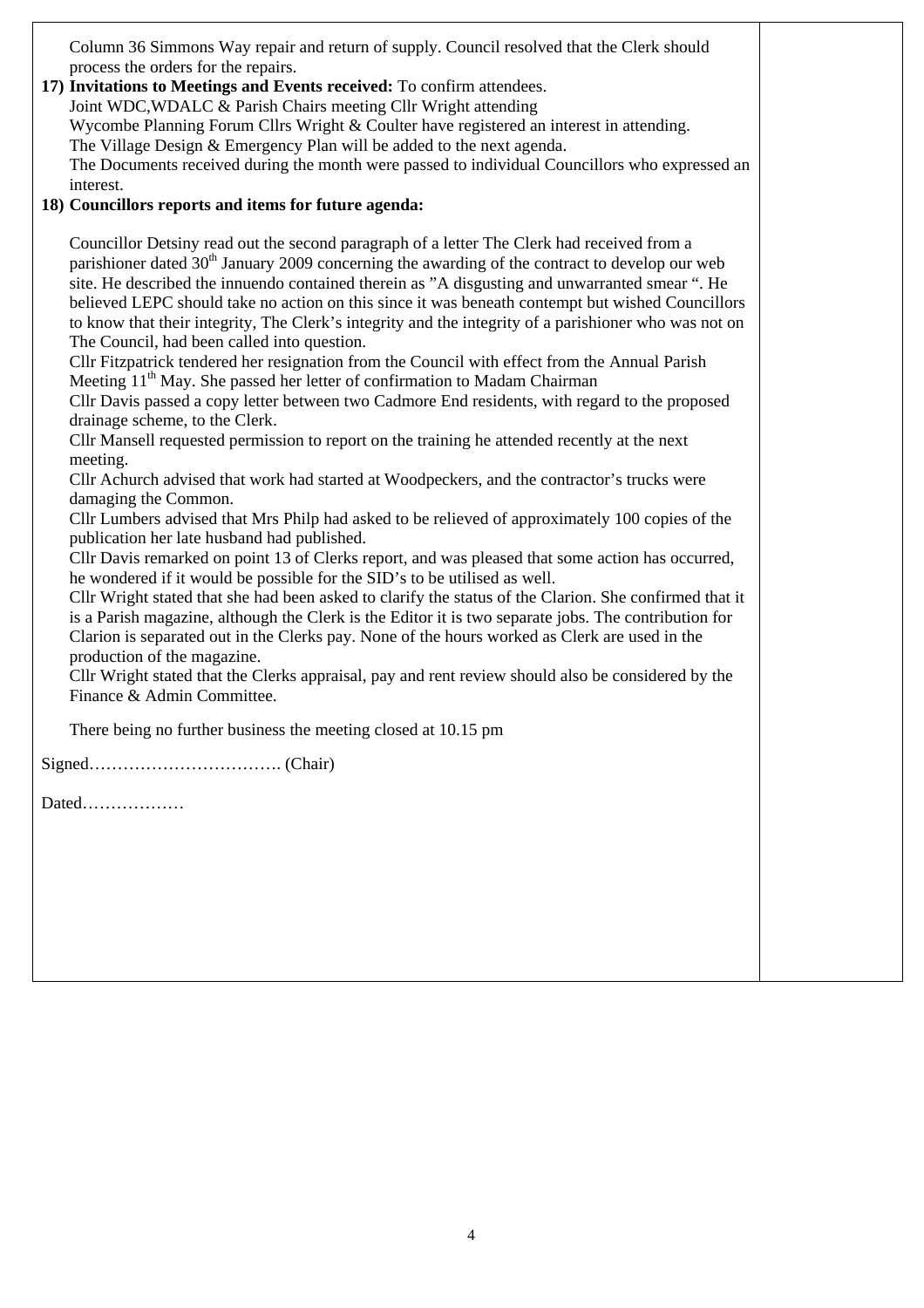Column 36 Simmons Way repair and return of supply. Council resolved that the Clerk should process the orders for the repairs.

**17) Invitations to Meetings and Events received:** To confirm attendees.
Joint WDC,WDALC & Parish Chairs meeting Cllr Wright attending
Wycombe Planning Forum Cllrs Wright & Coulter have registered an interest in attending.
The Village Design & Emergency Plan will be added to the next agenda.
The Documents received during the month were passed to individual Councillors who expressed an interest.

**18) Councillors reports and items for future agenda:**

Councillor Detsiny read out the second paragraph of a letter The Clerk had received from a parishioner dated 30th January 2009 concerning the awarding of the contract to develop our web site. He described the innuendo contained therein as "A disgusting and unwarranted smear ". He believed LEPC should take no action on this since it was beneath contempt but wished Councillors to know that their integrity, The Clerk's integrity and the integrity of a parishioner who was not on The Council, had been called into question.
Cllr Fitzpatrick tendered her resignation from the Council with effect from the Annual Parish Meeting 11th May. She passed her letter of confirmation to Madam Chairman
Cllr Davis passed a copy letter between two Cadmore End residents, with regard to the proposed drainage scheme, to the Clerk.
Cllr Mansell requested permission to report on the training he attended recently at the next meeting.
Cllr Achurch advised that work had started at Woodpeckers, and the contractor's trucks were damaging the Common.
Cllr Lumbers advised that Mrs Philp had asked to be relieved of approximately 100 copies of the publication her late husband had published.
Cllr Davis remarked on point 13 of Clerks report, and was pleased that some action has occurred, he wondered if it would be possible for the SID's to be utilised as well.
Cllr Wright stated that she had been asked to clarify the status of the Clarion. She confirmed that it is a Parish magazine, although the Clerk is the Editor it is two separate jobs. The contribution for Clarion is separated out in the Clerks pay. None of the hours worked as Clerk are used in the production of the magazine.
Cllr Wright stated that the Clerks appraisal, pay and rent review should also be considered by the Finance & Admin Committee.

There being no further business the meeting closed at 10.15 pm

Signed……………………………. (Chair)

Dated………………